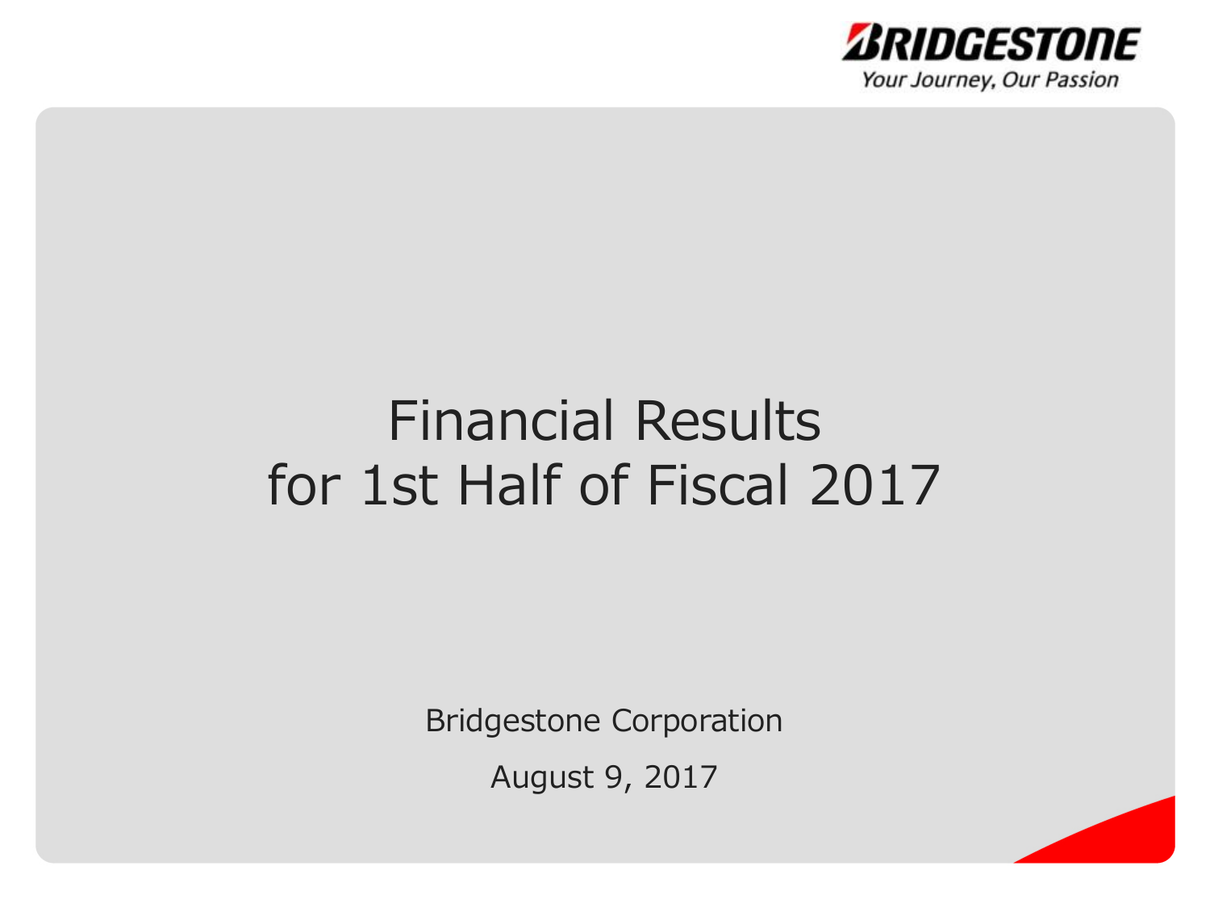BRIDGESTONE

Your Journey, Our Passion

# Financial Results for 1st Half of Fiscal 2017

Bridgestone Corporation

August 9, 2017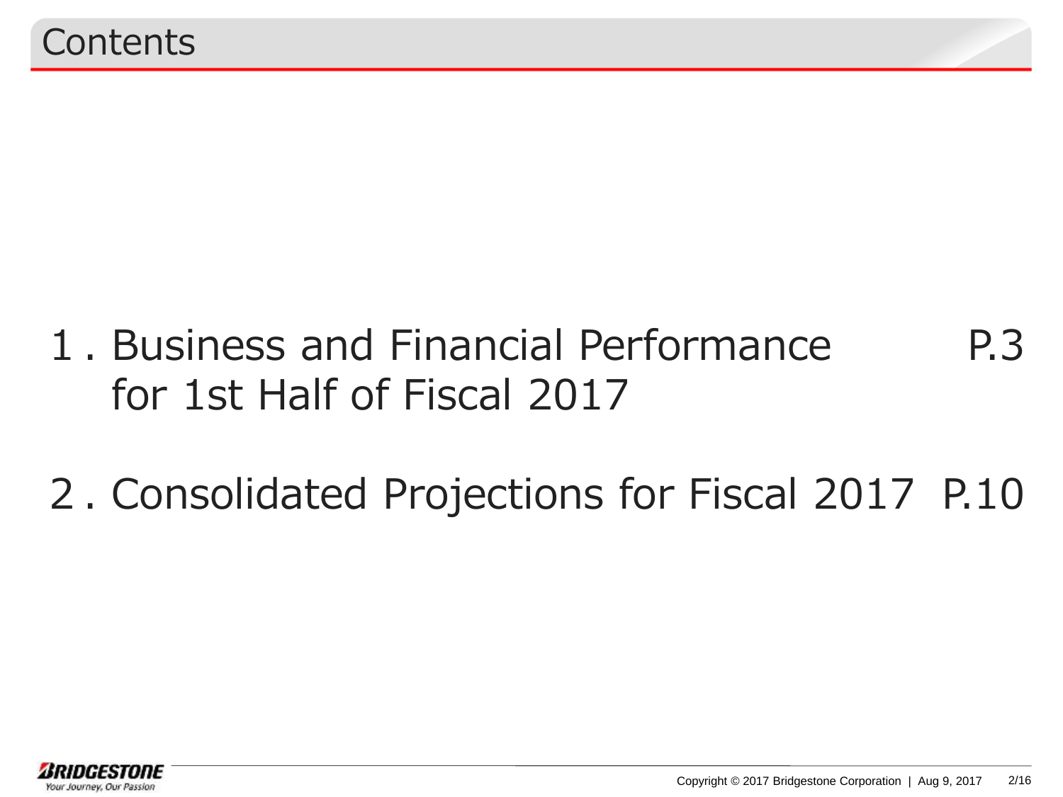# Contents

1. Business and Financial Performance for 1st Half of Fiscal 2017 P.3

2. Consolidated Projections for Fiscal 2017 P.10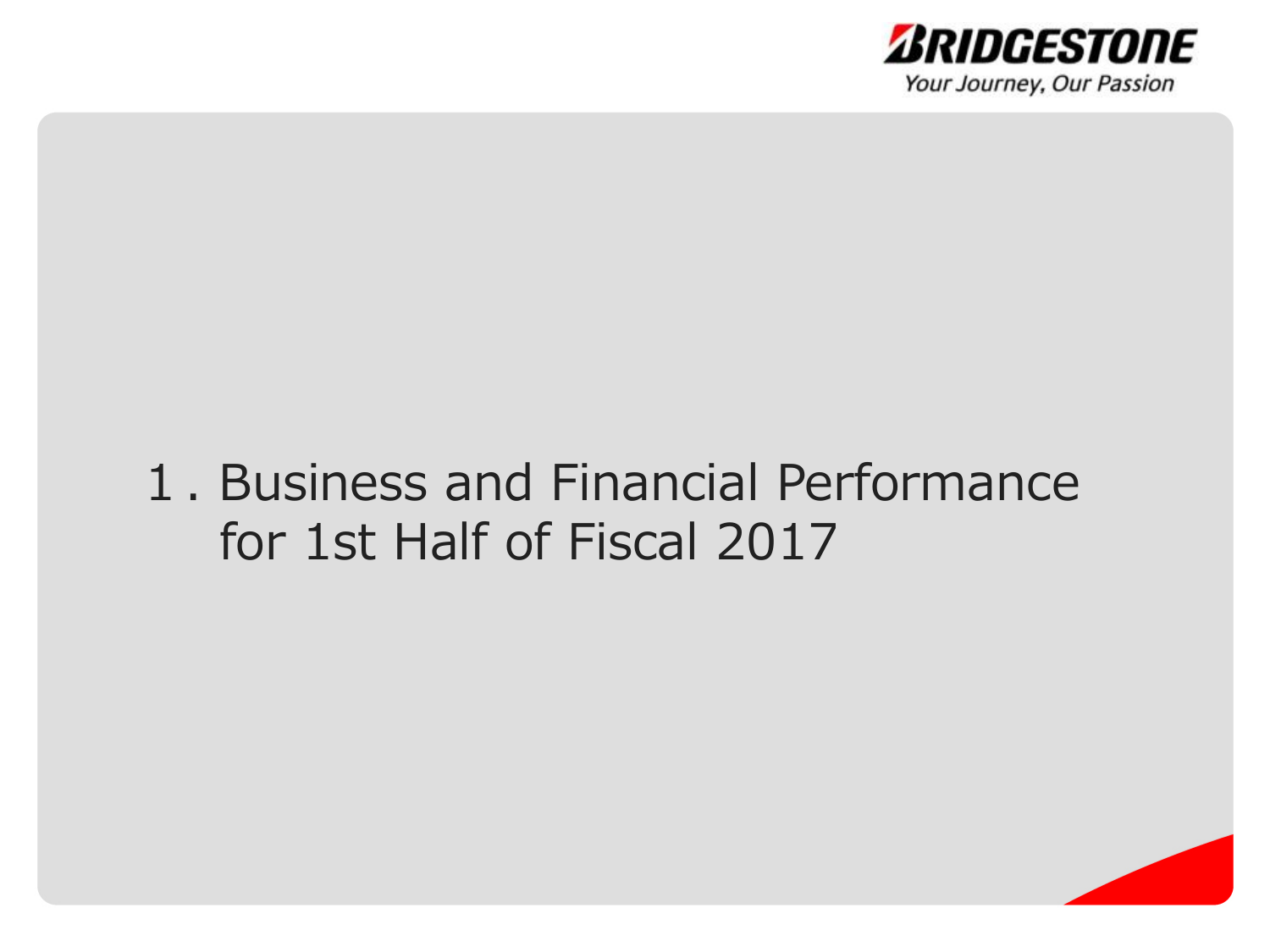# 1. Business and Financial Performance for 1st Half of Fiscal 2017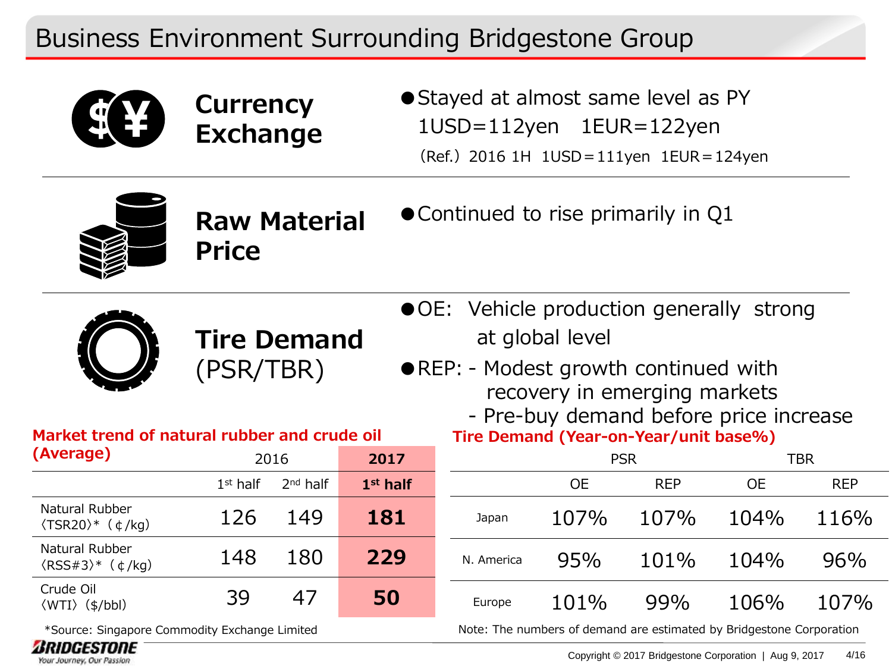# Business Environment Surrounding Bridgestone Group

## Currency Exchange

- Stayed at almost same level as PY
  1USD=112yen　1EUR=122yen
  (Ref.) 2016 1H　1USD＝111yen　1EUR＝124yen

## Raw Material Price

- Continued to rise primarily in Q1

## Tire Demand (PSR/TBR)

- OE: Vehicle production generally strong at global level
- REP:
  - Modest growth continued with recovery in emerging markets
  - Pre-buy demand before price increase

**Market trend of natural rubber and crude oil (Average)**

| | 2016 | | **2017** |
|---|---|---|---|
| | 1st half | 2nd half | **1st half** |
| Natural Rubber 〈TSR20〉* (¢/kg) | 126 | 149 | **181** |
| Natural Rubber 〈RSS#3〉* (¢/kg) | 148 | 180 | **229** |
| Crude Oil 〈WTI〉 ($/bbl) | 39 | 47 | **50** |

*Source: Singapore Commodity Exchange Limited

**Tire Demand (Year-on-Year/unit base%)**

| | PSR | | TBR | |
|---|---|---|---|---|
| | OE | REP | OE | REP |
| Japan | 107% | 107% | 104% | 116% |
| N. America | 95% | 101% | 104% | 96% |
| Europe | 101% | 99% | 106% | 107% |

Note: The numbers of demand are estimated by Bridgestone Corporation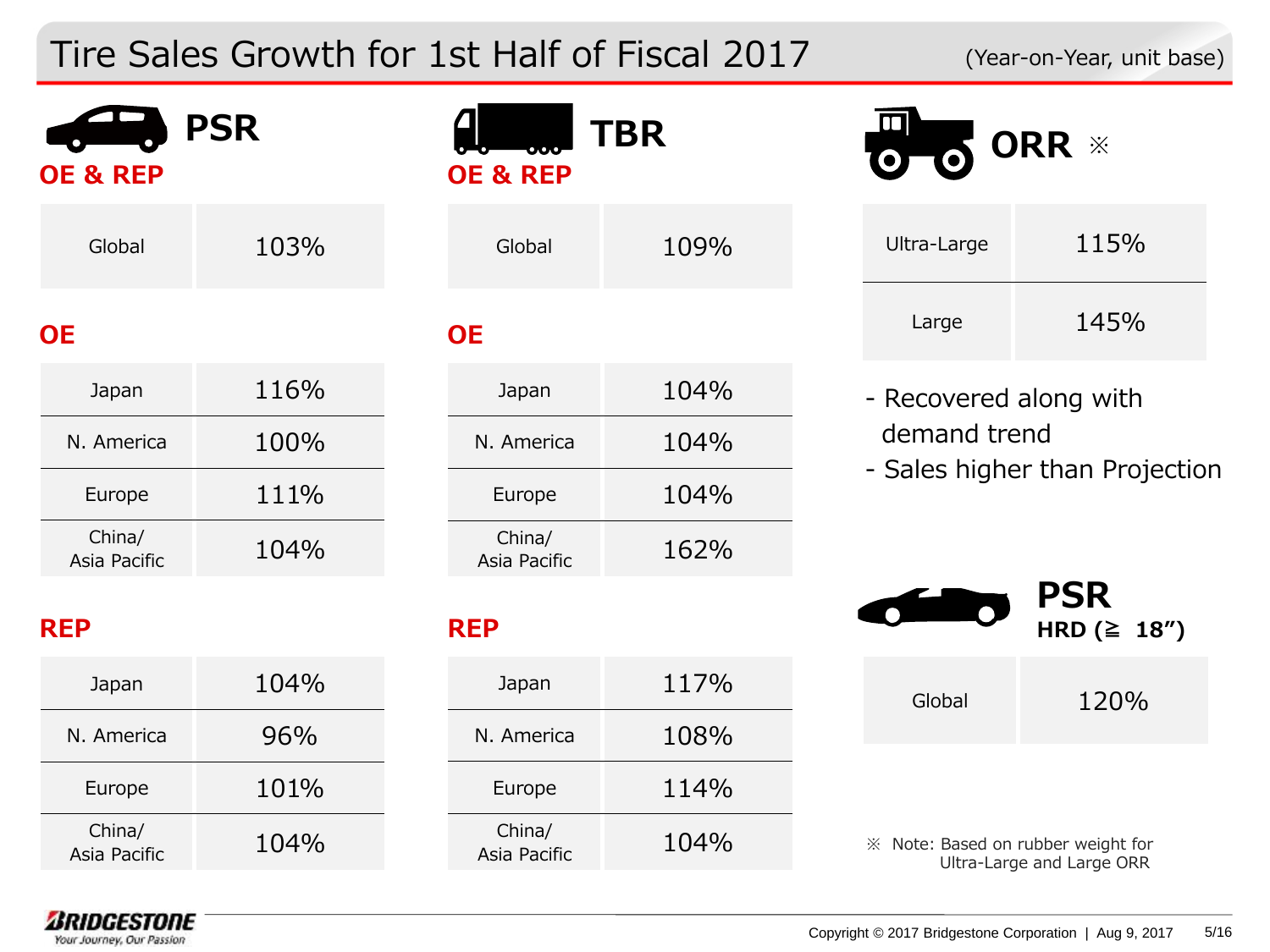# Tire Sales Growth for 1st Half of Fiscal 2017

(Year-on-Year, unit base)

## PSR

### OE & REP

| Region | Growth |
|---|---|
| Global | 103% |

### OE

| Region | Growth |
|---|---|
| Japan | 116% |
| N. America | 100% |
| Europe | 111% |
| China/ Asia Pacific | 104% |

### REP

| Region | Growth |
|---|---|
| Japan | 104% |
| N. America | 96% |
| Europe | 101% |
| China/ Asia Pacific | 104% |

## TBR

### OE & REP

| Region | Growth |
|---|---|
| Global | 109% |

### OE

| Region | Growth |
|---|---|
| Japan | 104% |
| N. America | 104% |
| Europe | 104% |
| China/ Asia Pacific | 162% |

### REP

| Region | Growth |
|---|---|
| Japan | 117% |
| N. America | 108% |
| Europe | 114% |
| China/ Asia Pacific | 104% |

## ORR ※

| Category | Growth |
|---|---|
| Ultra-Large | 115% |
| Large | 145% |

- Recovered along with demand trend
- Sales higher than Projection

## PSR HRD (≧ 18")

| Region | Growth |
|---|---|
| Global | 120% |

※ Note: Based on rubber weight for Ultra-Large and Large ORR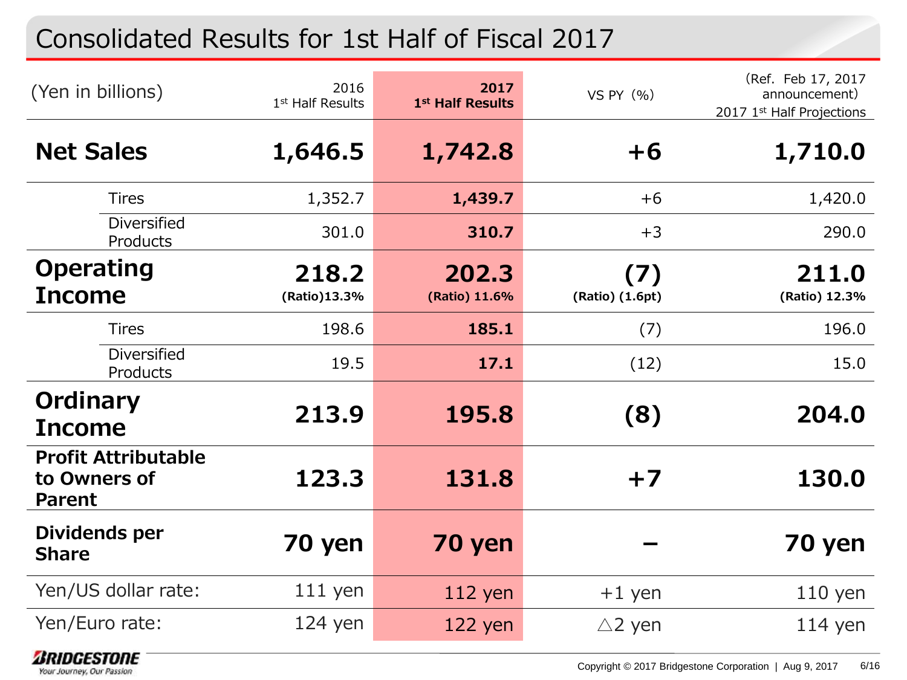# Consolidated Results for 1st Half of Fiscal 2017

| (Yen in billions) | | 2016 1st Half Results | **2017 1st Half Results** | VS PY (%) | (Ref. Feb 17, 2017 announcement) 2017 1st Half Projections |
|---|---|---|---|---|---|
| **Net Sales** | | **1,646.5** | **1,742.8** | **+6** | **1,710.0** |
| | Tires | 1,352.7 | **1,439.7** | +6 | 1,420.0 |
| | Diversified Products | 301.0 | **310.7** | +3 | 290.0 |
| **Operating Income** | | **218.2** **(Ratio)13.3%** | **202.3** **(Ratio) 11.6%** | **(7)** **(Ratio) (1.6pt)** | **211.0** **(Ratio) 12.3%** |
| | Tires | 198.6 | **185.1** | (7) | 196.0 |
| | Diversified Products | 19.5 | **17.1** | (12) | 15.0 |
| **Ordinary Income** | | **213.9** | **195.8** | **(8)** | **204.0** |
| **Profit Attributable to Owners of Parent** | | **123.3** | **131.8** | **+7** | **130.0** |
| **Dividends per Share** | | **70 yen** | **70 yen** | **–** | **70 yen** |
| Yen/US dollar rate: | | 111 yen | 112 yen | +1 yen | 110 yen |
| Yen/Euro rate: | | 124 yen | 122 yen | △2 yen | 114 yen |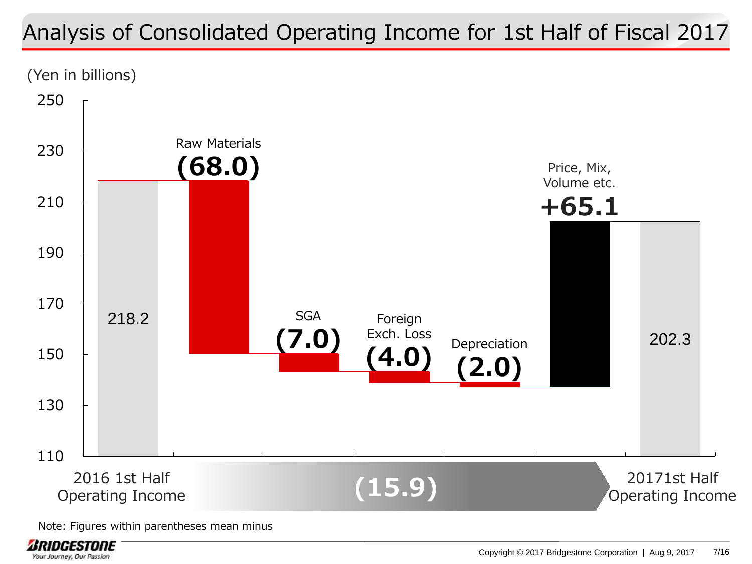# Analysis of Consolidated Operating Income for 1st Half of Fiscal 2017

(Yen in billions)

| Item | Amount |
|---|---|
| 2016 1st Half Operating Income | 218.2 |
| Raw Materials | (68.0) |
| SGA | (7.0) |
| Foreign Exch. Loss | (4.0) |
| Depreciation | (2.0) |
| Price, Mix, Volume etc. | +65.1 |
| 2017 1st Half Operating Income | 202.3 |

Change: (15.9)

Note: Figures within parentheses mean minus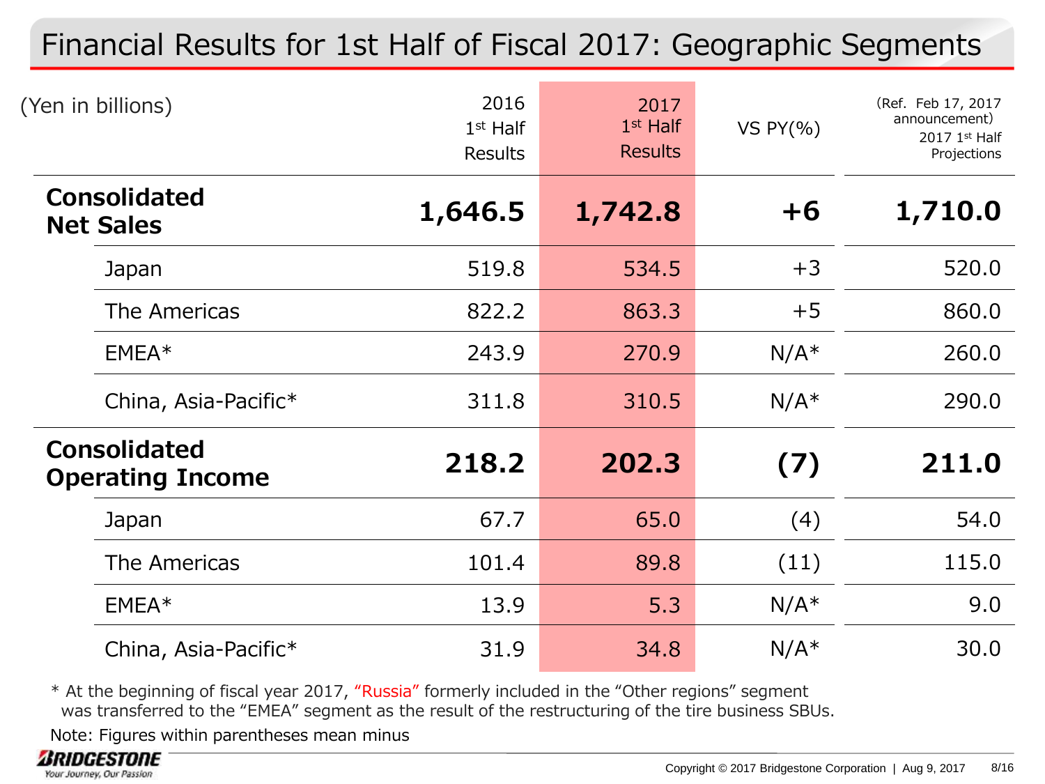# Financial Results for 1st Half of Fiscal 2017: Geographic Segments

| (Yen in billions) | 2016 1st Half Results | 2017 1st Half Results | VS PY(%) | (Ref. Feb 17, 2017 announcement) 2017 1st Half Projections |
|---|---|---|---|---|
| **Consolidated Net Sales** | **1,646.5** | **1,742.8** | **+6** | **1,710.0** |
| Japan | 519.8 | 534.5 | +3 | 520.0 |
| The Americas | 822.2 | 863.3 | +5 | 860.0 |
| EMEA* | 243.9 | 270.9 | N/A* | 260.0 |
| China, Asia-Pacific* | 311.8 | 310.5 | N/A* | 290.0 |
| **Consolidated Operating Income** | **218.2** | **202.3** | **(7)** | **211.0** |
| Japan | 67.7 | 65.0 | (4) | 54.0 |
| The Americas | 101.4 | 89.8 | (11) | 115.0 |
| EMEA* | 13.9 | 5.3 | N/A* | 9.0 |
| China, Asia-Pacific* | 31.9 | 34.8 | N/A* | 30.0 |

* At the beginning of fiscal year 2017, "Russia" formerly included in the "Other regions" segment was transferred to the "EMEA" segment as the result of the restructuring of the tire business SBUs.

Note: Figures within parentheses mean minus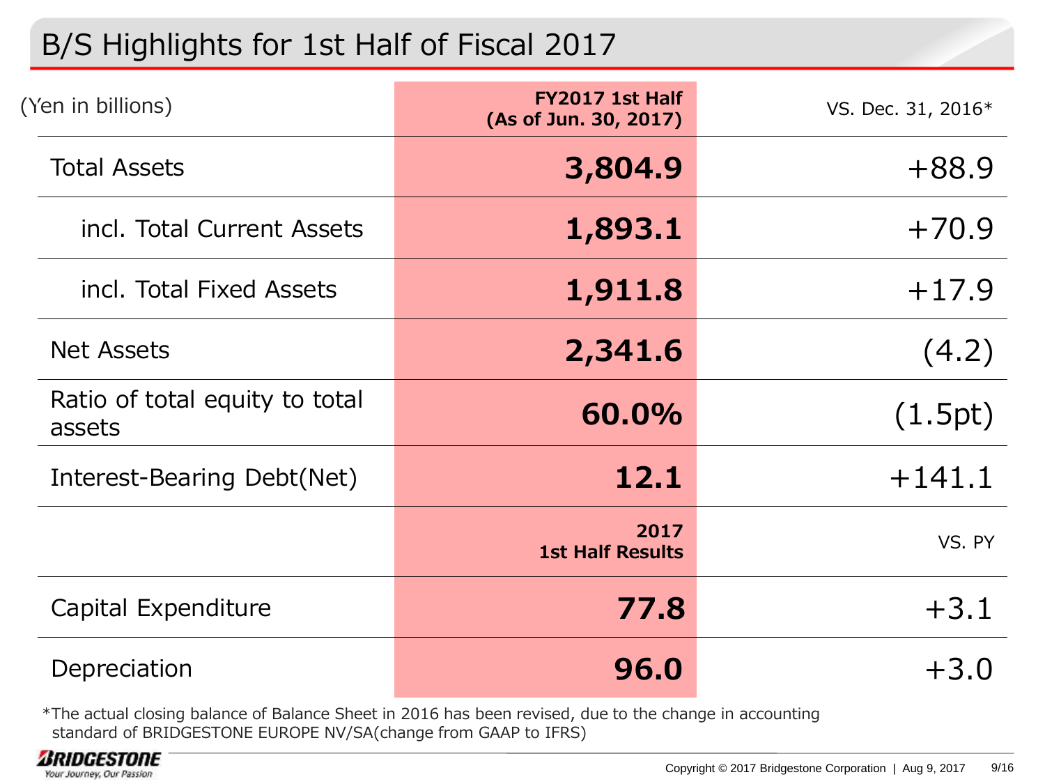# B/S Highlights for 1st Half of Fiscal 2017

| (Yen in billions) | FY2017 1st Half (As of Jun. 30, 2017) | VS. Dec. 31, 2016* |
|---|---|---|
| Total Assets | **3,804.9** | +88.9 |
| incl. Total Current Assets | **1,893.1** | +70.9 |
| incl. Total Fixed Assets | **1,911.8** | +17.9 |
| Net Assets | **2,341.6** | (4.2) |
| Ratio of total equity to total assets | **60.0%** | (1.5pt) |
| Interest-Bearing Debt(Net) | **12.1** | +141.1 |
| | **2017 1st Half Results** | VS. PY |
| Capital Expenditure | **77.8** | +3.1 |
| Depreciation | **96.0** | +3.0 |

*The actual closing balance of Balance Sheet in 2016 has been revised, due to the change in accounting standard of BRIDGESTONE EUROPE NV/SA(change from GAAP to IFRS)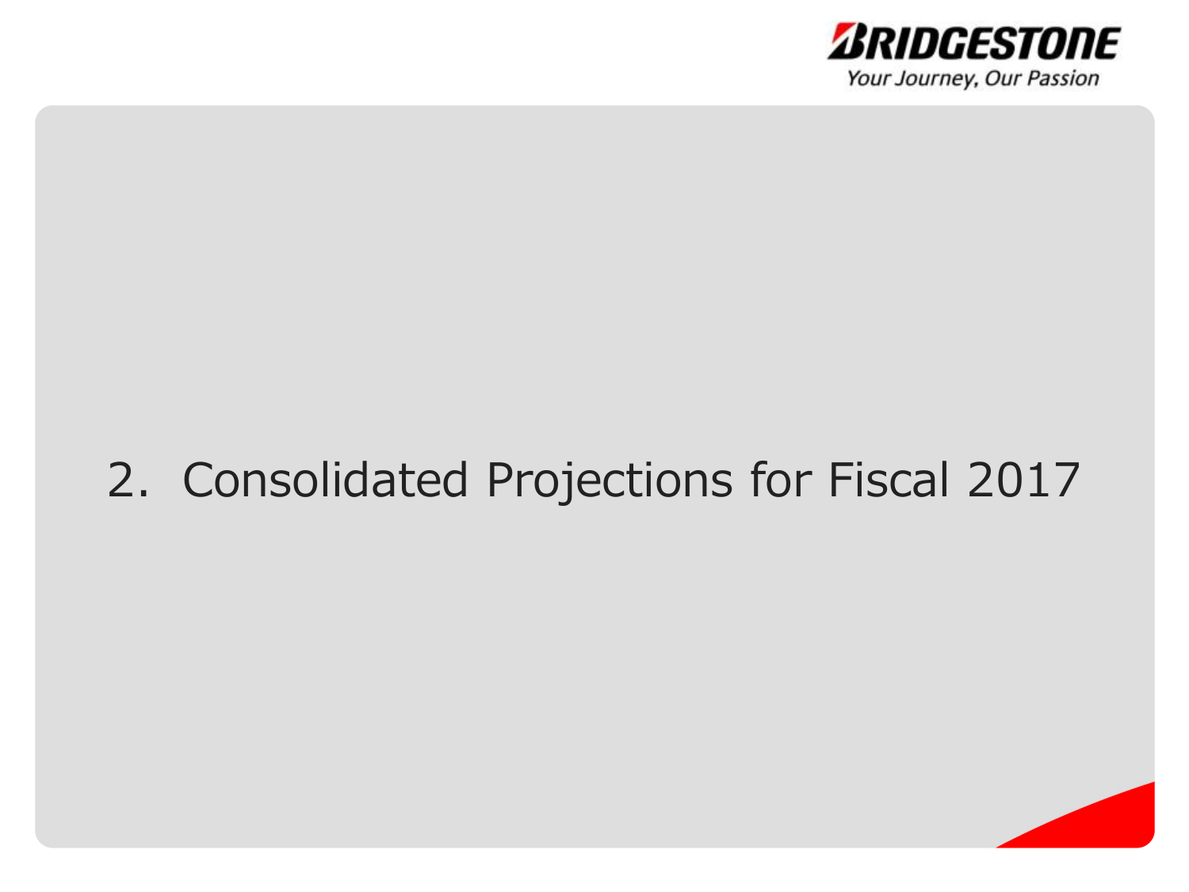## 2. Consolidated Projections for Fiscal 2017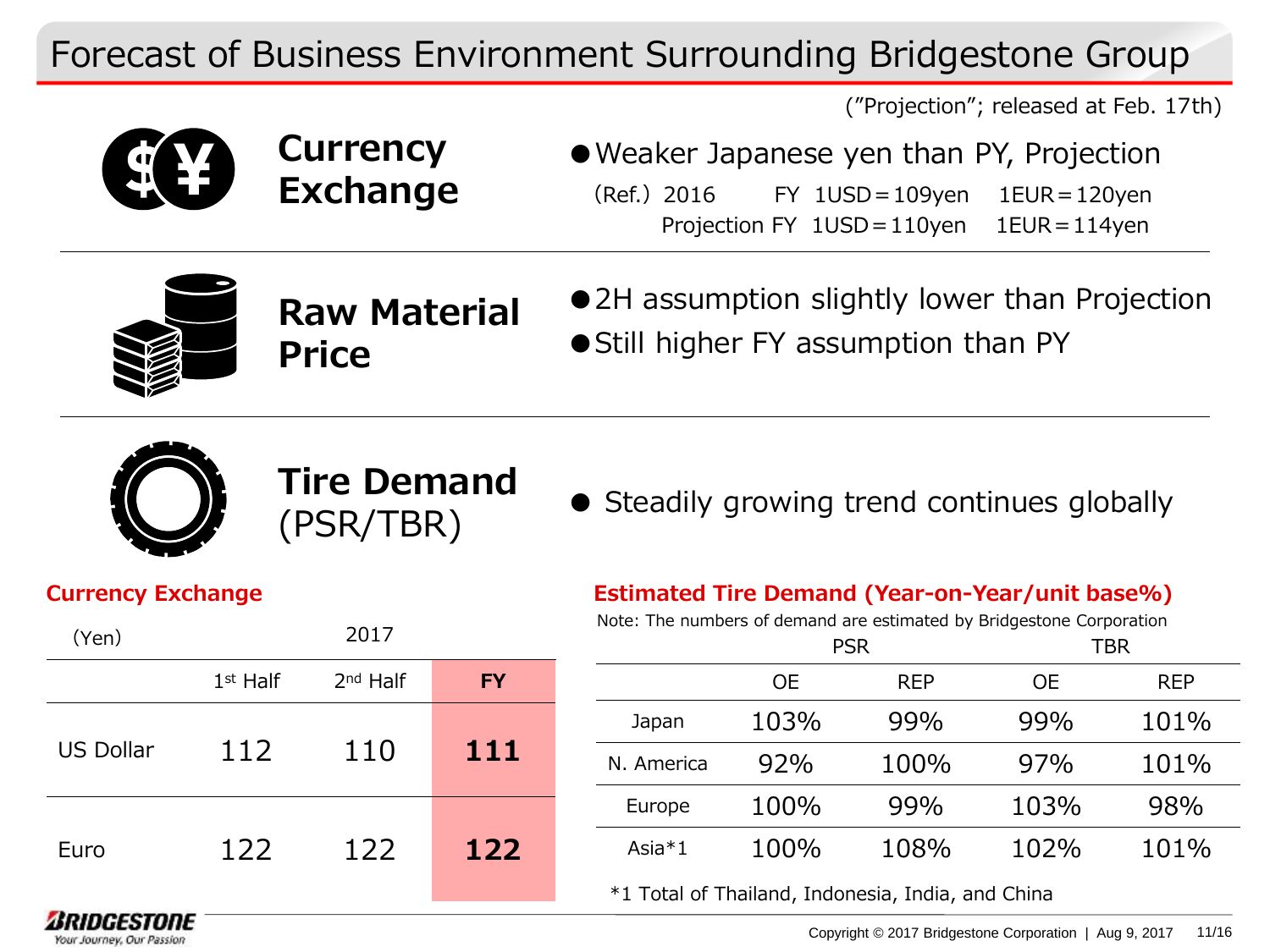# Forecast of Business Environment Surrounding Bridgestone Group

(”Projection”; released at Feb. 17th)

## Currency Exchange

- Weaker Japanese yen than PY, Projection

(Ref.) 2016 FY 1USD＝109yen 1EUR＝120yen
Projection FY 1USD＝110yen 1EUR＝114yen

## Raw Material Price

- 2H assumption slightly lower than Projection
- Still higher FY assumption than PY

## Tire Demand (PSR/TBR)

- Steadily growing trend continues globally

### Currency Exchange

| (Yen) | 2017 | | |
|---|---|---|---|
| | 1st Half | 2nd Half | **FY** |
| US Dollar | 112 | 110 | **111** |
| Euro | 122 | 122 | **122** |

### Estimated Tire Demand (Year-on-Year/unit base%)

Note: The numbers of demand are estimated by Bridgestone Corporation

| | PSR | | TBR | |
|---|---|---|---|---|
| | OE | REP | OE | REP |
| Japan | 103% | 99% | 99% | 101% |
| N. America | 92% | 100% | 97% | 101% |
| Europe | 100% | 99% | 103% | 98% |
| Asia*1 | 100% | 108% | 102% | 101% |

*1 Total of Thailand, Indonesia, India, and China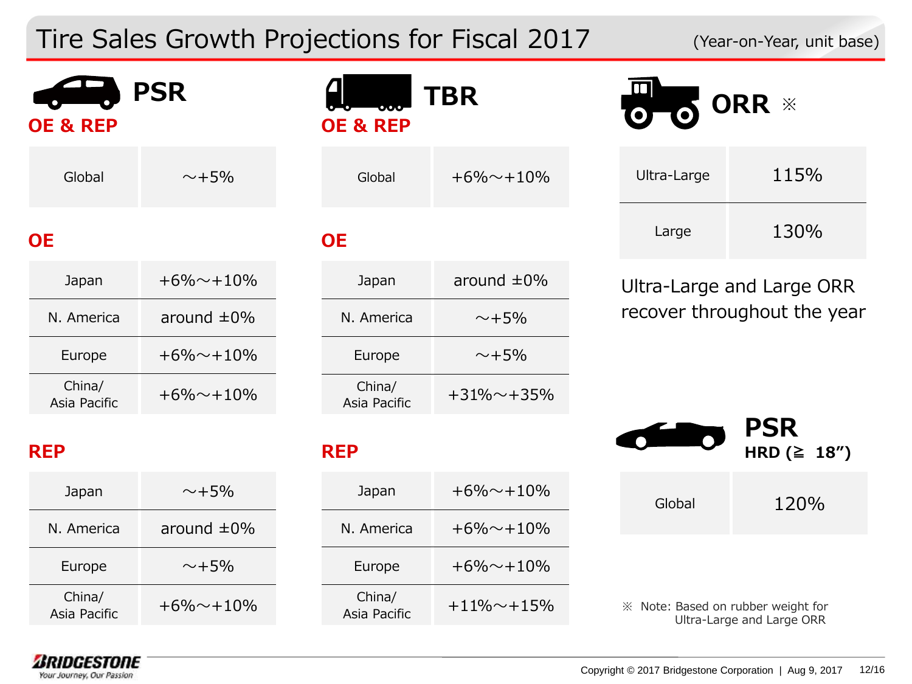# Tire Sales Growth Projections for Fiscal 2017

(Year-on-Year, unit base)

## PSR

### OE & REP

| Global | ～+5% |
|---|---|

### OE

| Region | |
|---|---|
| Japan | +6%～+10% |
| N. America | around ±0% |
| Europe | +6%～+10% |
| China/ Asia Pacific | +6%～+10% |

### REP

| Region | |
|---|---|
| Japan | ～+5% |
| N. America | around ±0% |
| Europe | ～+5% |
| China/ Asia Pacific | +6%～+10% |

## TBR

### OE & REP

| Global | +6%～+10% |
|---|---|

### OE

| Region | |
|---|---|
| Japan | around ±0% |
| N. America | ～+5% |
| Europe | ～+5% |
| China/ Asia Pacific | +31%～+35% |

### REP

| Region | |
|---|---|
| Japan | +6%～+10% |
| N. America | +6%～+10% |
| Europe | +6%～+10% |
| China/ Asia Pacific | +11%～+15% |

## ORR ※

| Ultra-Large | 115% |
|---|---|
| Large | 130% |

Ultra-Large and Large ORR recover throughout the year

## PSR

**HRD (≧ 18")**

| Global | 120% |
|---|---|

※ Note: Based on rubber weight for Ultra-Large and Large ORR

Copyright © 2017 Bridgestone Corporation | Aug 9, 2017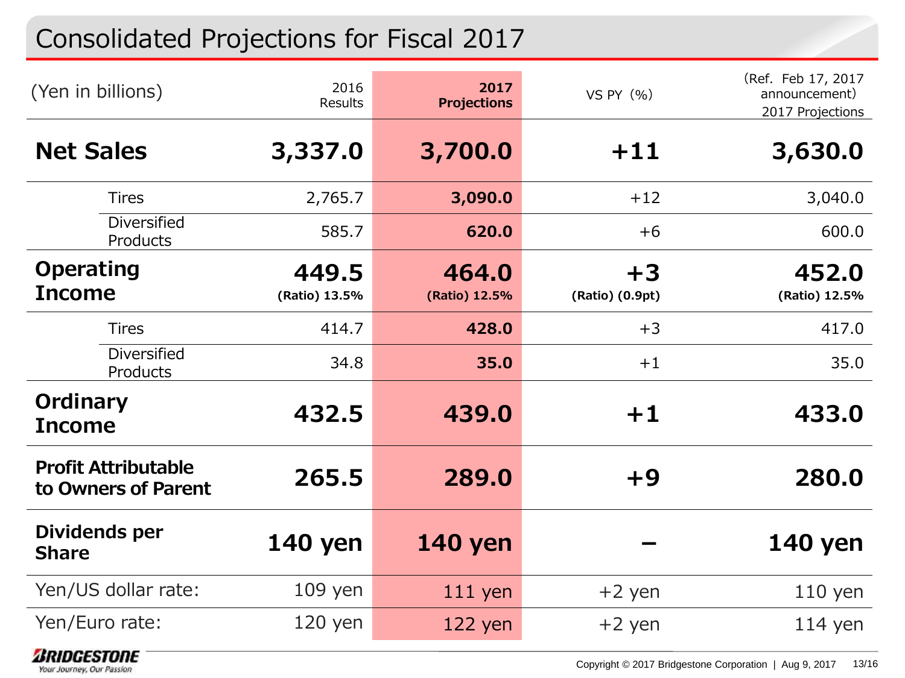# Consolidated Projections for Fiscal 2017

| (Yen in billions) | | 2016 Results | 2017 Projections | VS PY（%） | （Ref. Feb 17, 2017 announcement） 2017 Projections |
|---|---|---|---|---|---|
| **Net Sales** | | **3,337.0** | **3,700.0** | **+11** | **3,630.0** |
| | Tires | 2,765.7 | **3,090.0** | +12 | 3,040.0 |
| | Diversified Products | 585.7 | **620.0** | +6 | 600.0 |
| **Operating Income** | | **449.5** (Ratio) 13.5% | **464.0** (Ratio) 12.5% | **+3** (Ratio) (0.9pt) | **452.0** (Ratio) 12.5% |
| | Tires | 414.7 | **428.0** | +3 | 417.0 |
| | Diversified Products | 34.8 | **35.0** | +1 | 35.0 |
| **Ordinary Income** | | **432.5** | **439.0** | **+1** | **433.0** |
| **Profit Attributable to Owners of Parent** | | **265.5** | **289.0** | **+9** | **280.0** |
| **Dividends per Share** | | **140 yen** | **140 yen** | **－** | **140 yen** |
| Yen/US dollar rate: | | 109 yen | 111 yen | +2 yen | 110 yen |
| Yen/Euro rate: | | 120 yen | 122 yen | +2 yen | 114 yen |

BRIDGESTONE
Your Journey, Our Passion

Copyright © 2017 Bridgestone Corporation | Aug 9, 2017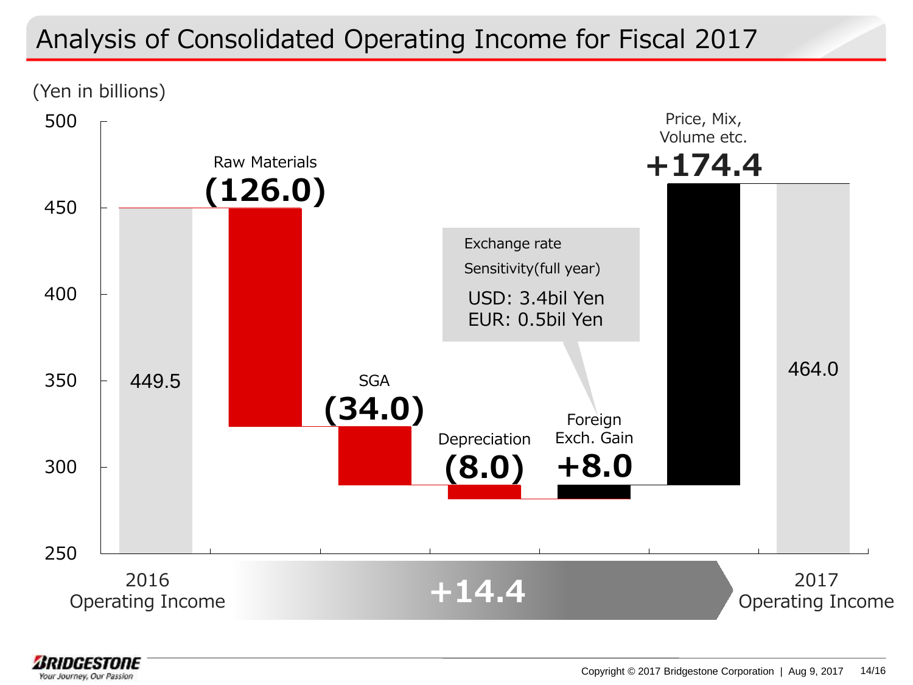# Analysis of Consolidated Operating Income for Fiscal 2017

(Yen in billions)

| Item | Amount |
| --- | --- |
| 2016 Operating Income | 449.5 |
| Raw Materials | (126.0) |
| SGA | (34.0) |
| Depreciation | (8.0) |
| Foreign Exch. Gain | +8.0 |
| Price, Mix, Volume etc. | +174.4 |
| 2017 Operating Income | 464.0 |

+14.4

Exchange rate Sensitivity(full year)
USD: 3.4bil Yen
EUR: 0.5bil Yen

Copyright © 2017 Bridgestone Corporation | Aug 9, 2017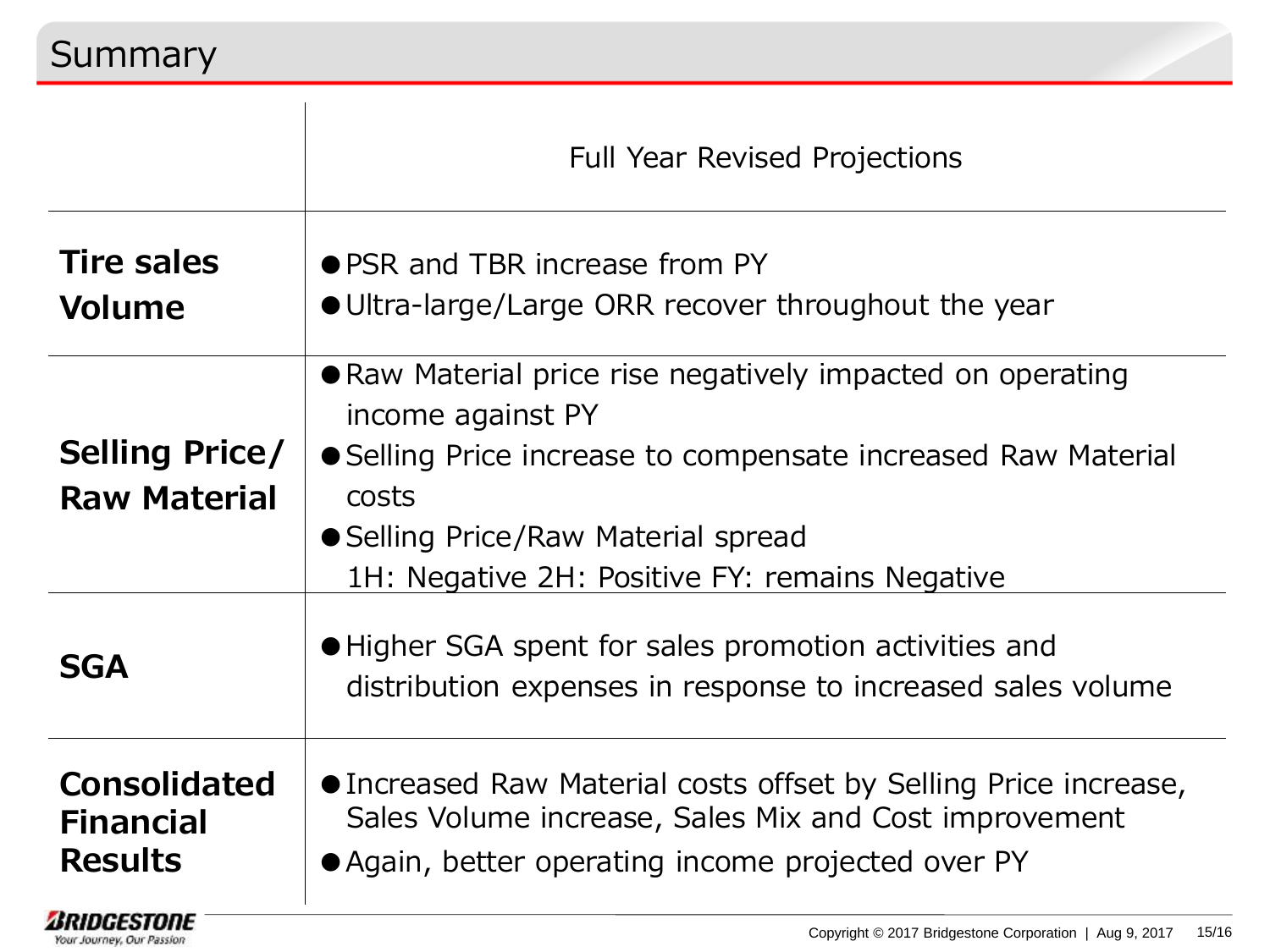## Summary

| | Full Year Revised Projections |
|---|---|
| **Tire sales Volume** | ● PSR and TBR increase from PY<br>● Ultra-large/Large ORR recover throughout the year |
| **Selling Price/ Raw Material** | ● Raw Material price rise negatively impacted on operating income against PY<br>● Selling Price increase to compensate increased Raw Material costs<br>● Selling Price/Raw Material spread<br>1H: Negative 2H: Positive FY: remains Negative |
| **SGA** | ● Higher SGA spent for sales promotion activities and distribution expenses in response to increased sales volume |
| **Consolidated Financial Results** | ● Increased Raw Material costs offset by Selling Price increase, Sales Volume increase, Sales Mix and Cost improvement<br>● Again, better operating income projected over PY |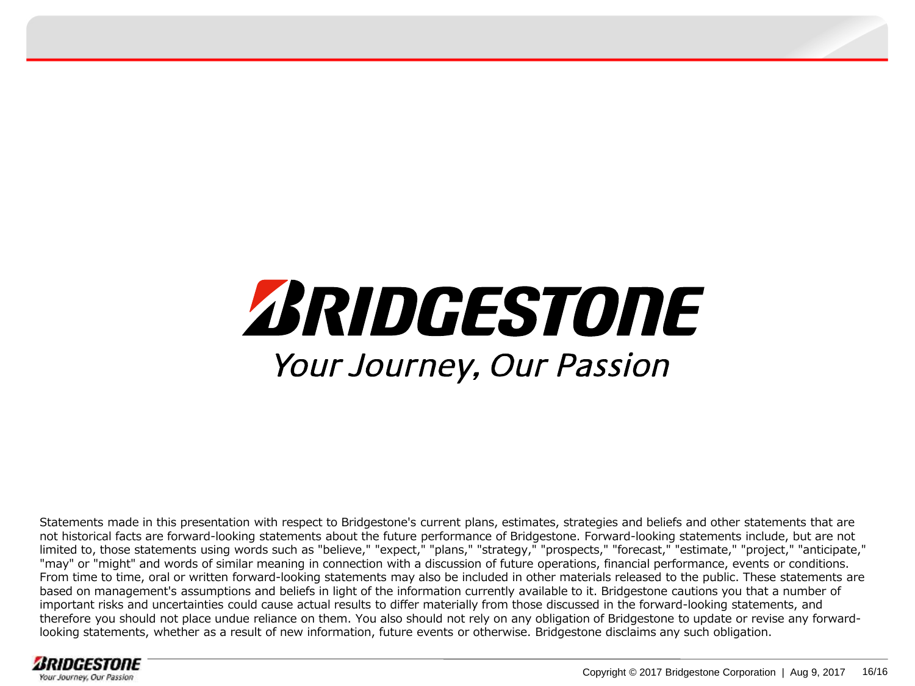# BRIDGESTONE

*Your Journey, Our Passion*

Statements made in this presentation with respect to Bridgestone's current plans, estimates, strategies and beliefs and other statements that are not historical facts are forward-looking statements about the future performance of Bridgestone. Forward-looking statements include, but are not limited to, those statements using words such as "believe," "expect," "plans," "strategy," "prospects," "forecast," "estimate," "project," "anticipate," "may" or "might" and words of similar meaning in connection with a discussion of future operations, financial performance, events or conditions. From time to time, oral or written forward-looking statements may also be included in other materials released to the public. These statements are based on management's assumptions and beliefs in light of the information currently available to it. Bridgestone cautions you that a number of important risks and uncertainties could cause actual results to differ materially from those discussed in the forward-looking statements, and therefore you should not place undue reliance on them. You also should not rely on any obligation of Bridgestone to update or revise any forward-looking statements, whether as a result of new information, future events or otherwise. Bridgestone disclaims any such obligation.